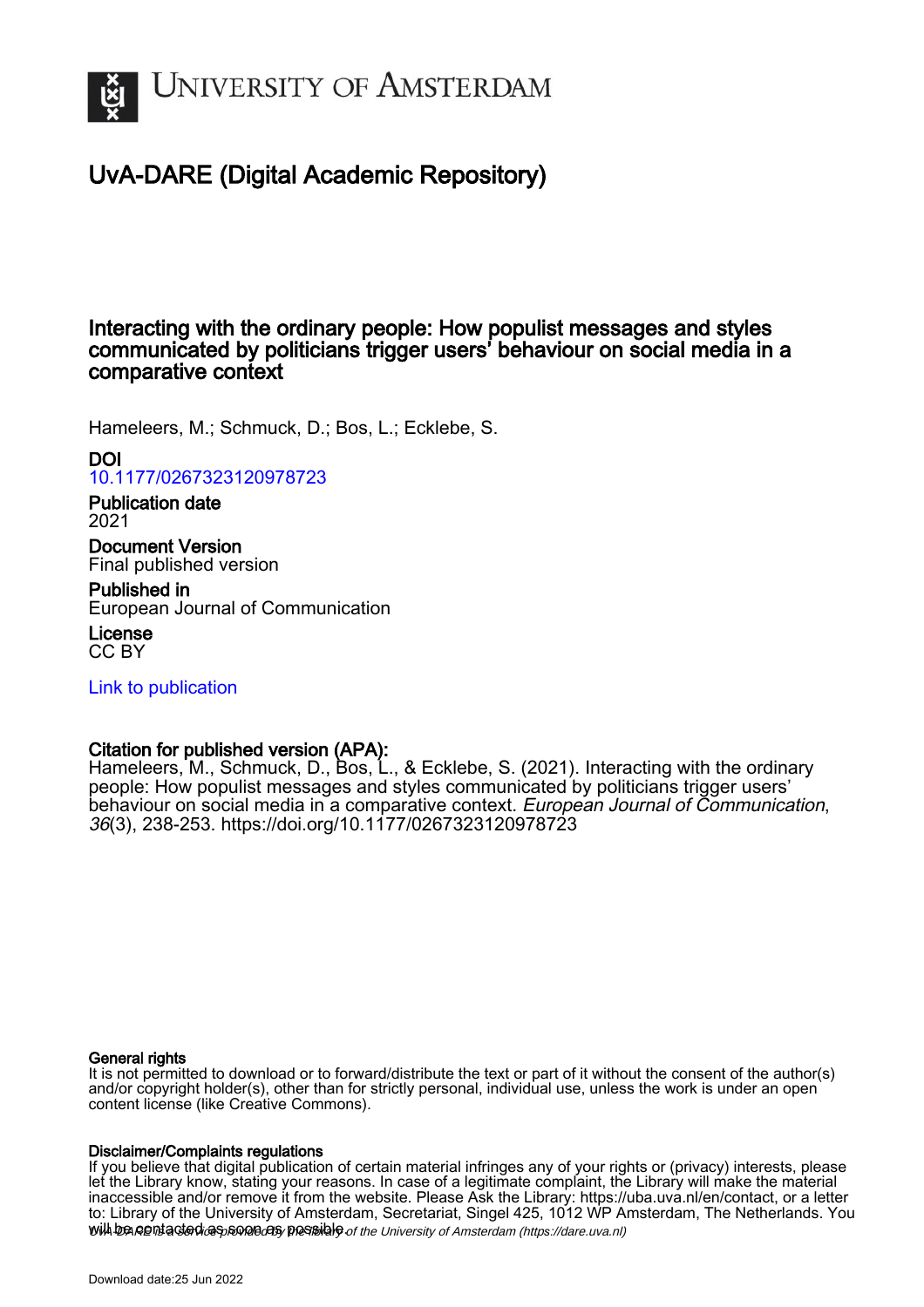# UvA-DARE (Digital Academic Repository)

## Interacting with the ordinary people: How populist messages and styles communicated by politicians trigger users' behaviour on social media in a comparative context

Hameleers, M.; Schmuck, D.; Bos, L.; Ecklebe, S.

**DOI**
10.1177/0267323120978723

**Publication date**
2021

**Document Version**
Final published version

**Published in**
European Journal of Communication

**License**
CC BY

Link to publication

**Citation for published version (APA):**
Hameleers, M., Schmuck, D., Bos, L., & Ecklebe, S. (2021). Interacting with the ordinary people: How populist messages and styles communicated by politicians trigger users' behaviour on social media in a comparative context. *European Journal of Communication*, *36*(3), 238-253. https://doi.org/10.1177/0267323120978723

**General rights**
It is not permitted to download or to forward/distribute the text or part of it without the consent of the author(s) and/or copyright holder(s), other than for strictly personal, individual use, unless the work is under an open content license (like Creative Commons).

**Disclaimer/Complaints regulations**
If you believe that digital publication of certain material infringes any of your rights or (privacy) interests, please let the Library know, stating your reasons. In case of a legitimate complaint, the Library will make the material inaccessible and/or remove it from the website. Please Ask the Library: https://uba.uva.nl/en/contact, or a letter to: Library of the University of Amsterdam, Secretariat, Singel 425, 1012 WP Amsterdam, The Netherlands. You will be contacted as soon as possible.

UvA-DARE is a service provided by the library of the University of Amsterdam (https://dare.uva.nl)

Download date:25 Jun 2022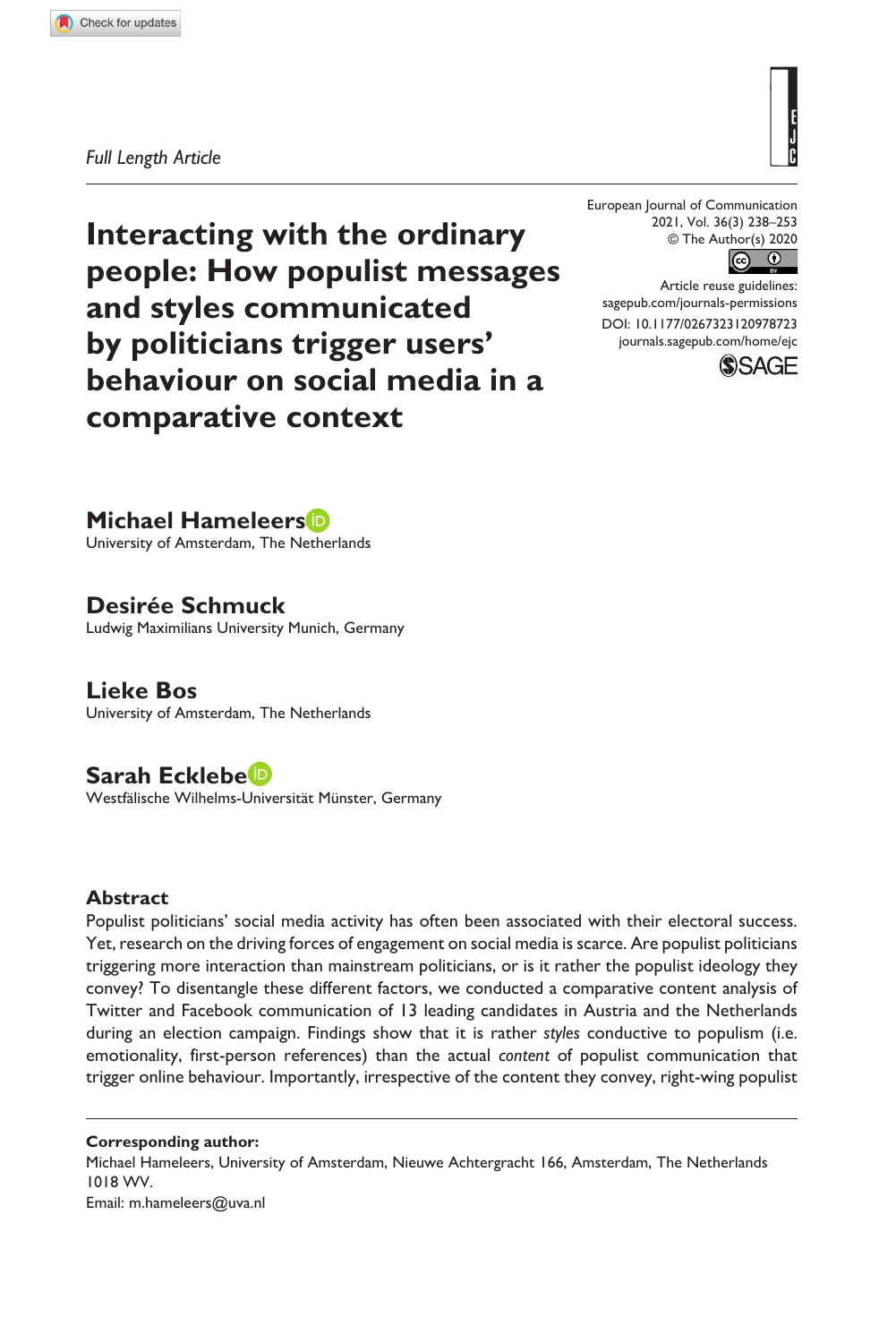Full Length Article

# Interacting with the ordinary people: How populist messages and styles communicated by politicians trigger users' behaviour on social media in a comparative context

**Michael Hameleers**
University of Amsterdam, The Netherlands

**Desirée Schmuck**
Ludwig Maximilians University Munich, Germany

**Lieke Bos**
University of Amsterdam, The Netherlands

**Sarah Ecklebe**
Westfälische Wilhelms-Universität Münster, Germany

## Abstract

Populist politicians' social media activity has often been associated with their electoral success. Yet, research on the driving forces of engagement on social media is scarce. Are populist politicians triggering more interaction than mainstream politicians, or is it rather the populist ideology they convey? To disentangle these different factors, we conducted a comparative content analysis of Twitter and Facebook communication of 13 leading candidates in Austria and the Netherlands during an election campaign. Findings show that it is rather *styles* conductive to populism (i.e. emotionality, first-person references) than the actual *content* of populist communication that trigger online behaviour. Importantly, irrespective of the content they convey, right-wing populist

**Corresponding author:**
Michael Hameleers, University of Amsterdam, Nieuwe Achtergracht 166, Amsterdam, The Netherlands 1018 WV.
Email: m.hameleers@uva.nl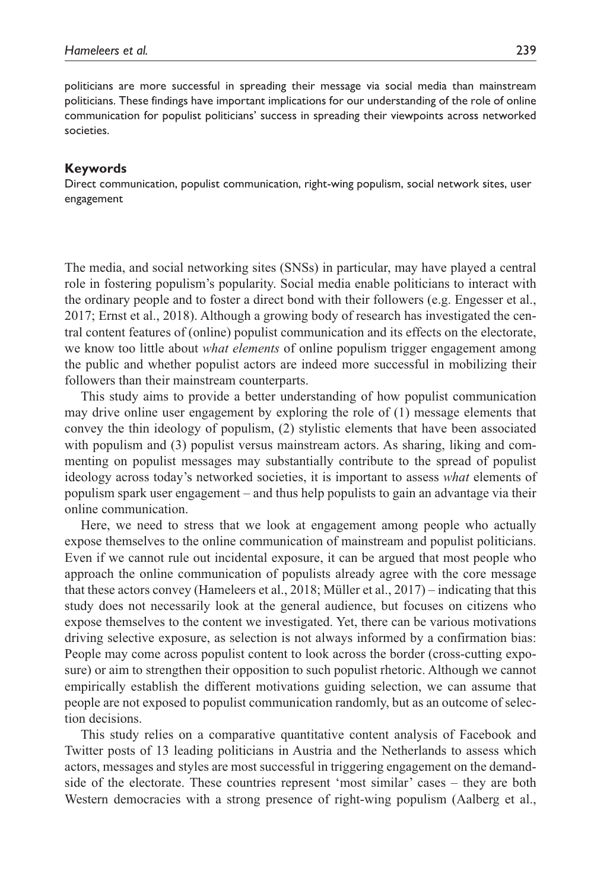politicians are more successful in spreading their message via social media than mainstream politicians. These findings have important implications for our understanding of the role of online communication for populist politicians' success in spreading their viewpoints across networked societies.

#### Keywords

Direct communication, populist communication, right-wing populism, social network sites, user engagement

The media, and social networking sites (SNSs) in particular, may have played a central role in fostering populism's popularity. Social media enable politicians to interact with the ordinary people and to foster a direct bond with their followers (e.g. Engesser et al., 2017; Ernst et al., 2018). Although a growing body of research has investigated the central content features of (online) populist communication and its effects on the electorate, we know too little about *what elements* of online populism trigger engagement among the public and whether populist actors are indeed more successful in mobilizing their followers than their mainstream counterparts.

This study aims to provide a better understanding of how populist communication may drive online user engagement by exploring the role of (1) message elements that convey the thin ideology of populism, (2) stylistic elements that have been associated with populism and (3) populist versus mainstream actors. As sharing, liking and commenting on populist messages may substantially contribute to the spread of populist ideology across today's networked societies, it is important to assess *what* elements of populism spark user engagement – and thus help populists to gain an advantage via their online communication.

Here, we need to stress that we look at engagement among people who actually expose themselves to the online communication of mainstream and populist politicians. Even if we cannot rule out incidental exposure, it can be argued that most people who approach the online communication of populists already agree with the core message that these actors convey (Hameleers et al., 2018; Müller et al., 2017) – indicating that this study does not necessarily look at the general audience, but focuses on citizens who expose themselves to the content we investigated. Yet, there can be various motivations driving selective exposure, as selection is not always informed by a confirmation bias: People may come across populist content to look across the border (cross-cutting exposure) or aim to strengthen their opposition to such populist rhetoric. Although we cannot empirically establish the different motivations guiding selection, we can assume that people are not exposed to populist communication randomly, but as an outcome of selection decisions.

This study relies on a comparative quantitative content analysis of Facebook and Twitter posts of 13 leading politicians in Austria and the Netherlands to assess which actors, messages and styles are most successful in triggering engagement on the demand-side of the electorate. These countries represent 'most similar' cases – they are both Western democracies with a strong presence of right-wing populism (Aalberg et al.,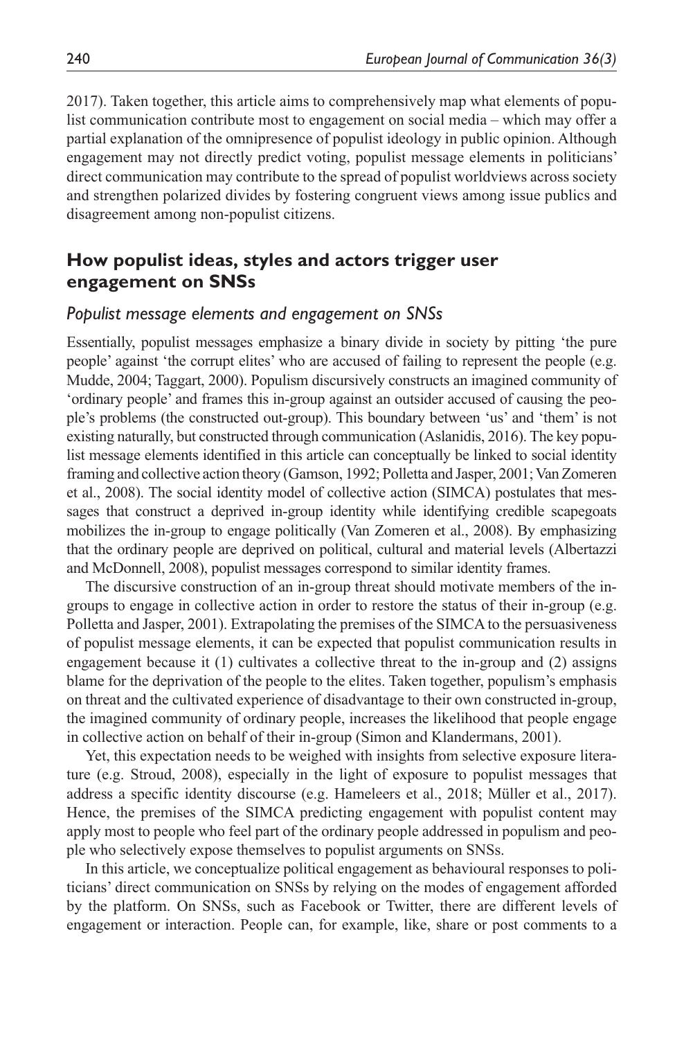2017). Taken together, this article aims to comprehensively map what elements of populist communication contribute most to engagement on social media – which may offer a partial explanation of the omnipresence of populist ideology in public opinion. Although engagement may not directly predict voting, populist message elements in politicians' direct communication may contribute to the spread of populist worldviews across society and strengthen polarized divides by fostering congruent views among issue publics and disagreement among non-populist citizens.

## How populist ideas, styles and actors trigger user engagement on SNSs

### *Populist message elements and engagement on SNSs*

Essentially, populist messages emphasize a binary divide in society by pitting 'the pure people' against 'the corrupt elites' who are accused of failing to represent the people (e.g. Mudde, 2004; Taggart, 2000). Populism discursively constructs an imagined community of 'ordinary people' and frames this in-group against an outsider accused of causing the people's problems (the constructed out-group). This boundary between 'us' and 'them' is not existing naturally, but constructed through communication (Aslanidis, 2016). The key populist message elements identified in this article can conceptually be linked to social identity framing and collective action theory (Gamson, 1992; Polletta and Jasper, 2001; Van Zomeren et al., 2008). The social identity model of collective action (SIMCA) postulates that messages that construct a deprived in-group identity while identifying credible scapegoats mobilizes the in-group to engage politically (Van Zomeren et al., 2008). By emphasizing that the ordinary people are deprived on political, cultural and material levels (Albertazzi and McDonnell, 2008), populist messages correspond to similar identity frames.

The discursive construction of an in-group threat should motivate members of the in-groups to engage in collective action in order to restore the status of their in-group (e.g. Polletta and Jasper, 2001). Extrapolating the premises of the SIMCA to the persuasiveness of populist message elements, it can be expected that populist communication results in engagement because it (1) cultivates a collective threat to the in-group and (2) assigns blame for the deprivation of the people to the elites. Taken together, populism's emphasis on threat and the cultivated experience of disadvantage to their own constructed in-group, the imagined community of ordinary people, increases the likelihood that people engage in collective action on behalf of their in-group (Simon and Klandermans, 2001).

Yet, this expectation needs to be weighed with insights from selective exposure literature (e.g. Stroud, 2008), especially in the light of exposure to populist messages that address a specific identity discourse (e.g. Hameleers et al., 2018; Müller et al., 2017). Hence, the premises of the SIMCA predicting engagement with populist content may apply most to people who feel part of the ordinary people addressed in populism and people who selectively expose themselves to populist arguments on SNSs.

In this article, we conceptualize political engagement as behavioural responses to politicians' direct communication on SNSs by relying on the modes of engagement afforded by the platform. On SNSs, such as Facebook or Twitter, there are different levels of engagement or interaction. People can, for example, like, share or post comments to a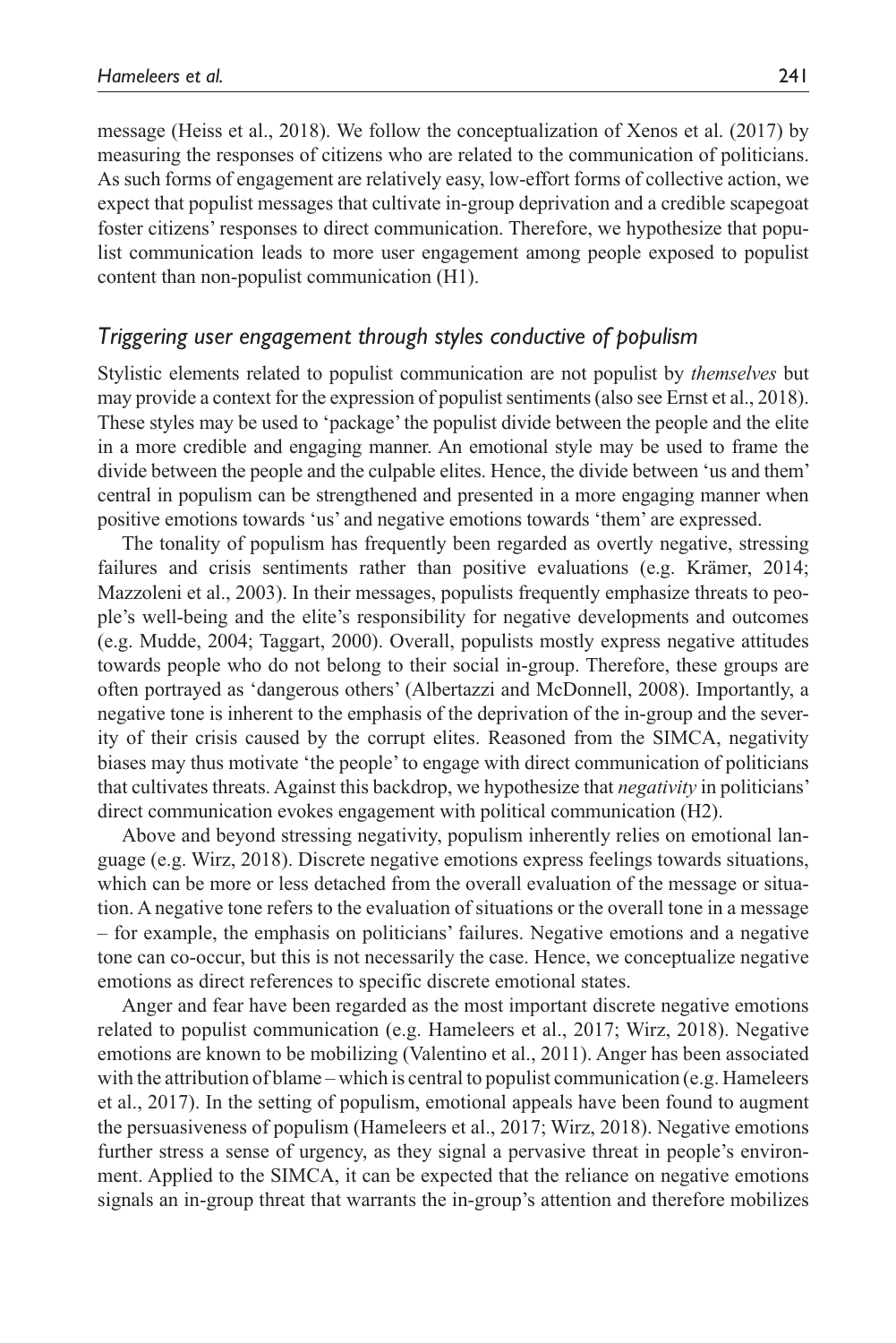message (Heiss et al., 2018). We follow the conceptualization of Xenos et al. (2017) by measuring the responses of citizens who are related to the communication of politicians. As such forms of engagement are relatively easy, low-effort forms of collective action, we expect that populist messages that cultivate in-group deprivation and a credible scapegoat foster citizens' responses to direct communication. Therefore, we hypothesize that populist communication leads to more user engagement among people exposed to populist content than non-populist communication (H1).

### *Triggering user engagement through styles conductive of populism*

Stylistic elements related to populist communication are not populist by *themselves* but may provide a context for the expression of populist sentiments (also see Ernst et al., 2018). These styles may be used to 'package' the populist divide between the people and the elite in a more credible and engaging manner. An emotional style may be used to frame the divide between the people and the culpable elites. Hence, the divide between 'us and them' central in populism can be strengthened and presented in a more engaging manner when positive emotions towards 'us' and negative emotions towards 'them' are expressed.

The tonality of populism has frequently been regarded as overtly negative, stressing failures and crisis sentiments rather than positive evaluations (e.g. Krämer, 2014; Mazzoleni et al., 2003). In their messages, populists frequently emphasize threats to people's well-being and the elite's responsibility for negative developments and outcomes (e.g. Mudde, 2004; Taggart, 2000). Overall, populists mostly express negative attitudes towards people who do not belong to their social in-group. Therefore, these groups are often portrayed as 'dangerous others' (Albertazzi and McDonnell, 2008). Importantly, a negative tone is inherent to the emphasis of the deprivation of the in-group and the severity of their crisis caused by the corrupt elites. Reasoned from the SIMCA, negativity biases may thus motivate 'the people' to engage with direct communication of politicians that cultivates threats. Against this backdrop, we hypothesize that *negativity* in politicians' direct communication evokes engagement with political communication (H2).

Above and beyond stressing negativity, populism inherently relies on emotional language (e.g. Wirz, 2018). Discrete negative emotions express feelings towards situations, which can be more or less detached from the overall evaluation of the message or situation. A negative tone refers to the evaluation of situations or the overall tone in a message – for example, the emphasis on politicians' failures. Negative emotions and a negative tone can co-occur, but this is not necessarily the case. Hence, we conceptualize negative emotions as direct references to specific discrete emotional states.

Anger and fear have been regarded as the most important discrete negative emotions related to populist communication (e.g. Hameleers et al., 2017; Wirz, 2018). Negative emotions are known to be mobilizing (Valentino et al., 2011). Anger has been associated with the attribution of blame – which is central to populist communication (e.g. Hameleers et al., 2017). In the setting of populism, emotional appeals have been found to augment the persuasiveness of populism (Hameleers et al., 2017; Wirz, 2018). Negative emotions further stress a sense of urgency, as they signal a pervasive threat in people's environment. Applied to the SIMCA, it can be expected that the reliance on negative emotions signals an in-group threat that warrants the in-group's attention and therefore mobilizes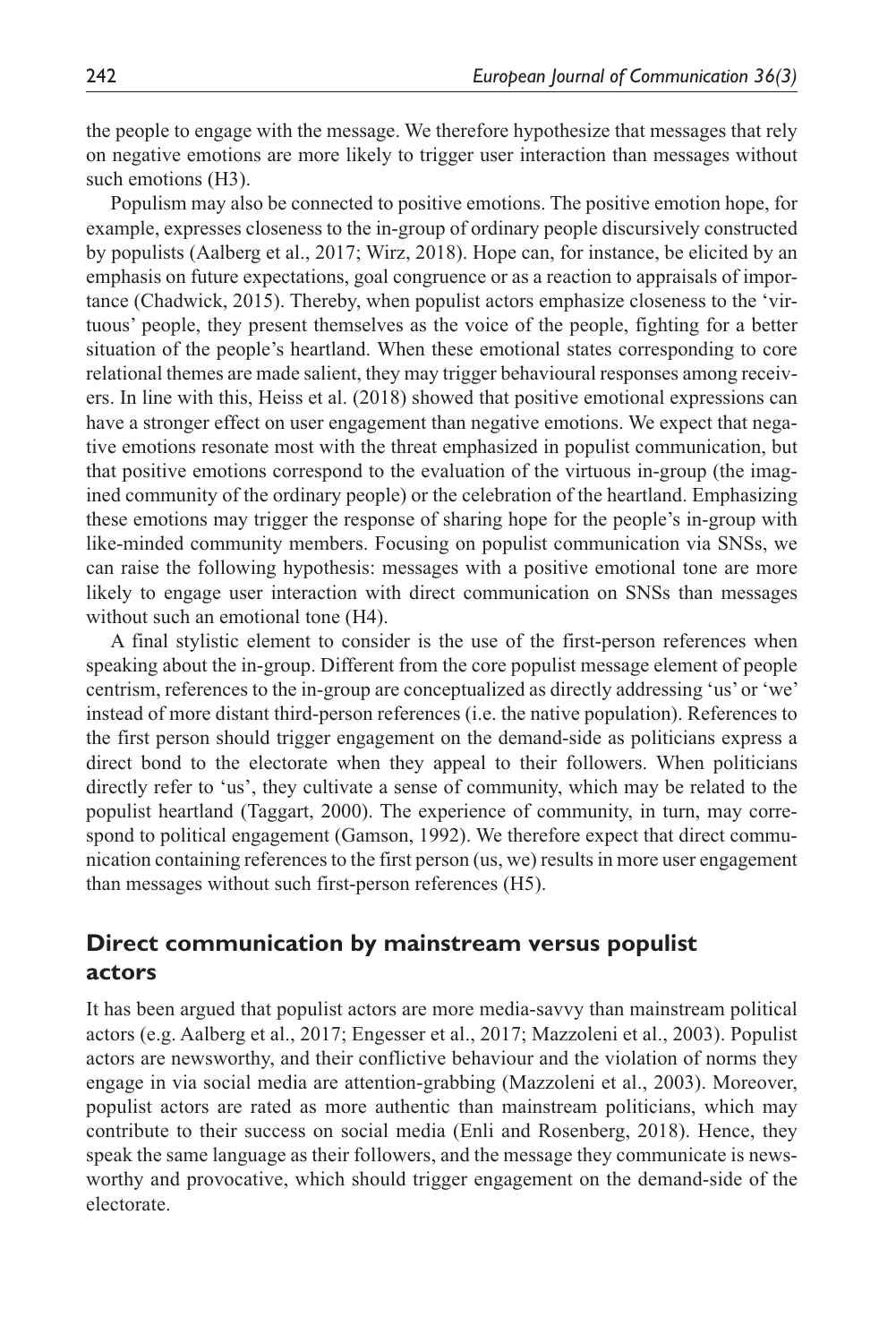the people to engage with the message. We therefore hypothesize that messages that rely on negative emotions are more likely to trigger user interaction than messages without such emotions (H3).

Populism may also be connected to positive emotions. The positive emotion hope, for example, expresses closeness to the in-group of ordinary people discursively constructed by populists (Aalberg et al., 2017; Wirz, 2018). Hope can, for instance, be elicited by an emphasis on future expectations, goal congruence or as a reaction to appraisals of importance (Chadwick, 2015). Thereby, when populist actors emphasize closeness to the 'virtuous' people, they present themselves as the voice of the people, fighting for a better situation of the people's heartland. When these emotional states corresponding to core relational themes are made salient, they may trigger behavioural responses among receivers. In line with this, Heiss et al. (2018) showed that positive emotional expressions can have a stronger effect on user engagement than negative emotions. We expect that negative emotions resonate most with the threat emphasized in populist communication, but that positive emotions correspond to the evaluation of the virtuous in-group (the imagined community of the ordinary people) or the celebration of the heartland. Emphasizing these emotions may trigger the response of sharing hope for the people's in-group with like-minded community members. Focusing on populist communication via SNSs, we can raise the following hypothesis: messages with a positive emotional tone are more likely to engage user interaction with direct communication on SNSs than messages without such an emotional tone (H4).

A final stylistic element to consider is the use of the first-person references when speaking about the in-group. Different from the core populist message element of people centrism, references to the in-group are conceptualized as directly addressing 'us' or 'we' instead of more distant third-person references (i.e. the native population). References to the first person should trigger engagement on the demand-side as politicians express a direct bond to the electorate when they appeal to their followers. When politicians directly refer to 'us', they cultivate a sense of community, which may be related to the populist heartland (Taggart, 2000). The experience of community, in turn, may correspond to political engagement (Gamson, 1992). We therefore expect that direct communication containing references to the first person (us, we) results in more user engagement than messages without such first-person references (H5).

## Direct communication by mainstream versus populist actors

It has been argued that populist actors are more media-savvy than mainstream political actors (e.g. Aalberg et al., 2017; Engesser et al., 2017; Mazzoleni et al., 2003). Populist actors are newsworthy, and their conflictive behaviour and the violation of norms they engage in via social media are attention-grabbing (Mazzoleni et al., 2003). Moreover, populist actors are rated as more authentic than mainstream politicians, which may contribute to their success on social media (Enli and Rosenberg, 2018). Hence, they speak the same language as their followers, and the message they communicate is newsworthy and provocative, which should trigger engagement on the demand-side of the electorate.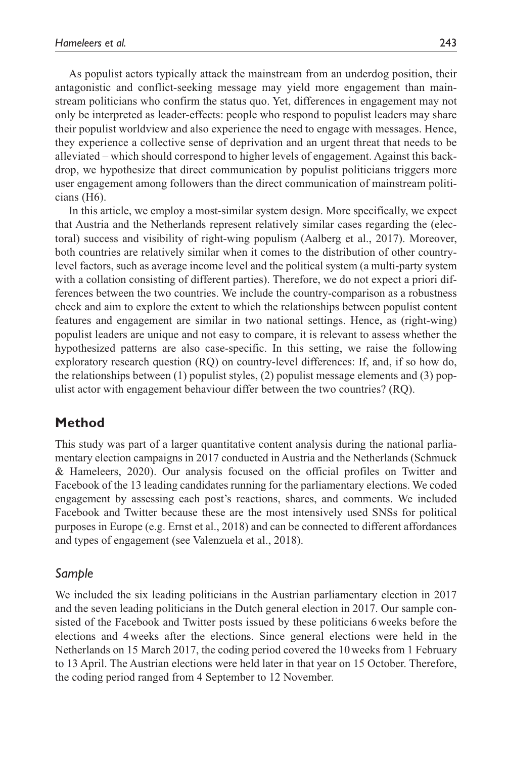As populist actors typically attack the mainstream from an underdog position, their antagonistic and conflict-seeking message may yield more engagement than mainstream politicians who confirm the status quo. Yet, differences in engagement may not only be interpreted as leader-effects: people who respond to populist leaders may share their populist worldview and also experience the need to engage with messages. Hence, they experience a collective sense of deprivation and an urgent threat that needs to be alleviated – which should correspond to higher levels of engagement. Against this backdrop, we hypothesize that direct communication by populist politicians triggers more user engagement among followers than the direct communication of mainstream politicians (H6).

In this article, we employ a most-similar system design. More specifically, we expect that Austria and the Netherlands represent relatively similar cases regarding the (electoral) success and visibility of right-wing populism (Aalberg et al., 2017). Moreover, both countries are relatively similar when it comes to the distribution of other country-level factors, such as average income level and the political system (a multi-party system with a collation consisting of different parties). Therefore, we do not expect a priori differences between the two countries. We include the country-comparison as a robustness check and aim to explore the extent to which the relationships between populist content features and engagement are similar in two national settings. Hence, as (right-wing) populist leaders are unique and not easy to compare, it is relevant to assess whether the hypothesized patterns are also case-specific. In this setting, we raise the following exploratory research question (RQ) on country-level differences: If, and, if so how do, the relationships between (1) populist styles, (2) populist message elements and (3) populist actor with engagement behaviour differ between the two countries? (RQ).

## Method

This study was part of a larger quantitative content analysis during the national parliamentary election campaigns in 2017 conducted in Austria and the Netherlands (Schmuck & Hameleers, 2020). Our analysis focused on the official profiles on Twitter and Facebook of the 13 leading candidates running for the parliamentary elections. We coded engagement by assessing each post's reactions, shares, and comments. We included Facebook and Twitter because these are the most intensively used SNSs for political purposes in Europe (e.g. Ernst et al., 2018) and can be connected to different affordances and types of engagement (see Valenzuela et al., 2018).

### *Sample*

We included the six leading politicians in the Austrian parliamentary election in 2017 and the seven leading politicians in the Dutch general election in 2017. Our sample consisted of the Facebook and Twitter posts issued by these politicians 6 weeks before the elections and 4 weeks after the elections. Since general elections were held in the Netherlands on 15 March 2017, the coding period covered the 10 weeks from 1 February to 13 April. The Austrian elections were held later in that year on 15 October. Therefore, the coding period ranged from 4 September to 12 November.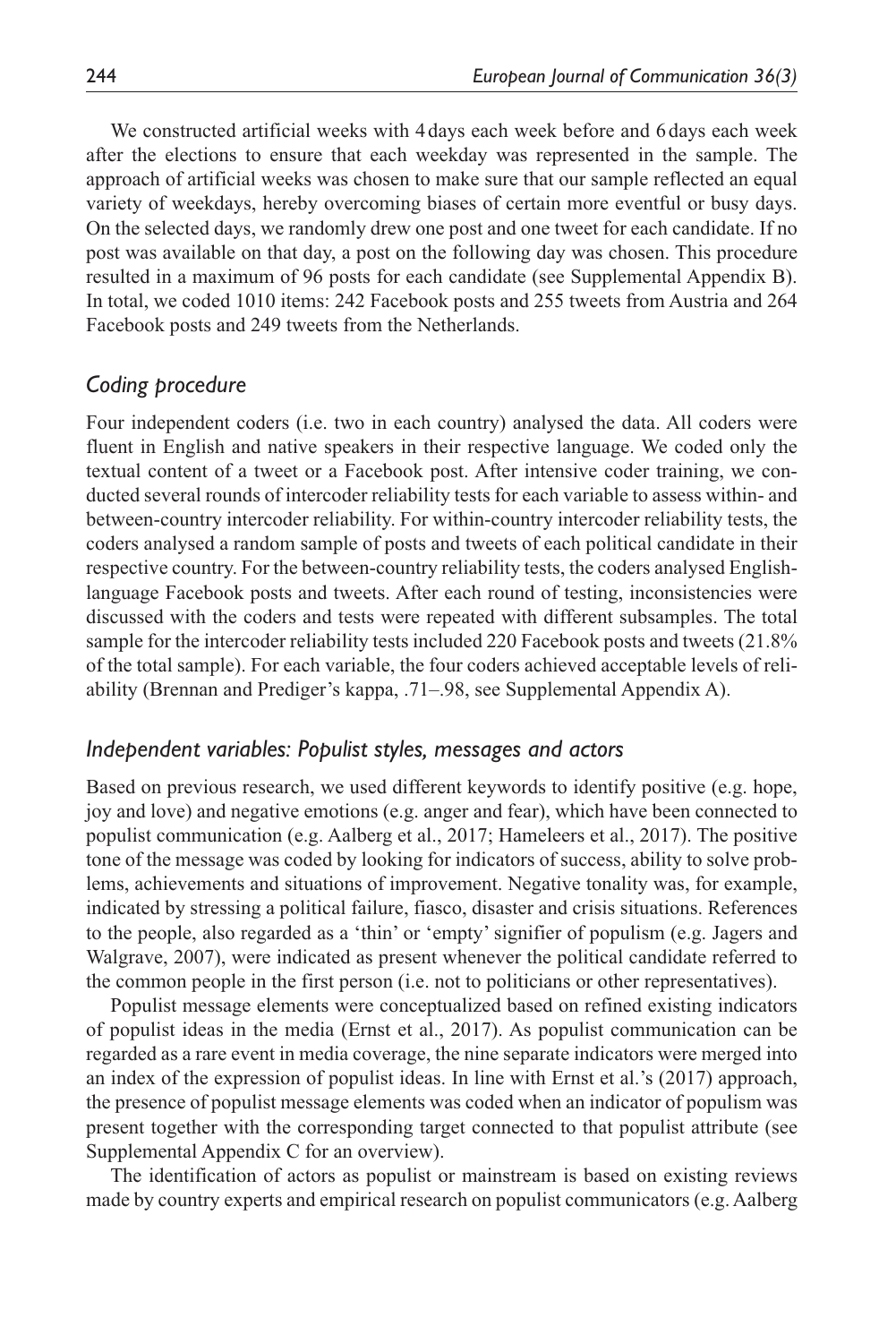We constructed artificial weeks with 4 days each week before and 6 days each week after the elections to ensure that each weekday was represented in the sample. The approach of artificial weeks was chosen to make sure that our sample reflected an equal variety of weekdays, hereby overcoming biases of certain more eventful or busy days. On the selected days, we randomly drew one post and one tweet for each candidate. If no post was available on that day, a post on the following day was chosen. This procedure resulted in a maximum of 96 posts for each candidate (see Supplemental Appendix B). In total, we coded 1010 items: 242 Facebook posts and 255 tweets from Austria and 264 Facebook posts and 249 tweets from the Netherlands.

## *Coding procedure*

Four independent coders (i.e. two in each country) analysed the data. All coders were fluent in English and native speakers in their respective language. We coded only the textual content of a tweet or a Facebook post. After intensive coder training, we conducted several rounds of intercoder reliability tests for each variable to assess within- and between-country intercoder reliability. For within-country intercoder reliability tests, the coders analysed a random sample of posts and tweets of each political candidate in their respective country. For the between-country reliability tests, the coders analysed English-language Facebook posts and tweets. After each round of testing, inconsistencies were discussed with the coders and tests were repeated with different subsamples. The total sample for the intercoder reliability tests included 220 Facebook posts and tweets (21.8% of the total sample). For each variable, the four coders achieved acceptable levels of reliability (Brennan and Prediger's kappa, .71–.98, see Supplemental Appendix A).

## *Independent variables: Populist styles, messages and actors*

Based on previous research, we used different keywords to identify positive (e.g. hope, joy and love) and negative emotions (e.g. anger and fear), which have been connected to populist communication (e.g. Aalberg et al., 2017; Hameleers et al., 2017). The positive tone of the message was coded by looking for indicators of success, ability to solve problems, achievements and situations of improvement. Negative tonality was, for example, indicated by stressing a political failure, fiasco, disaster and crisis situations. References to the people, also regarded as a 'thin' or 'empty' signifier of populism (e.g. Jagers and Walgrave, 2007), were indicated as present whenever the political candidate referred to the common people in the first person (i.e. not to politicians or other representatives).

Populist message elements were conceptualized based on refined existing indicators of populist ideas in the media (Ernst et al., 2017). As populist communication can be regarded as a rare event in media coverage, the nine separate indicators were merged into an index of the expression of populist ideas. In line with Ernst et al.'s (2017) approach, the presence of populist message elements was coded when an indicator of populism was present together with the corresponding target connected to that populist attribute (see Supplemental Appendix C for an overview).

The identification of actors as populist or mainstream is based on existing reviews made by country experts and empirical research on populist communicators (e.g. Aalberg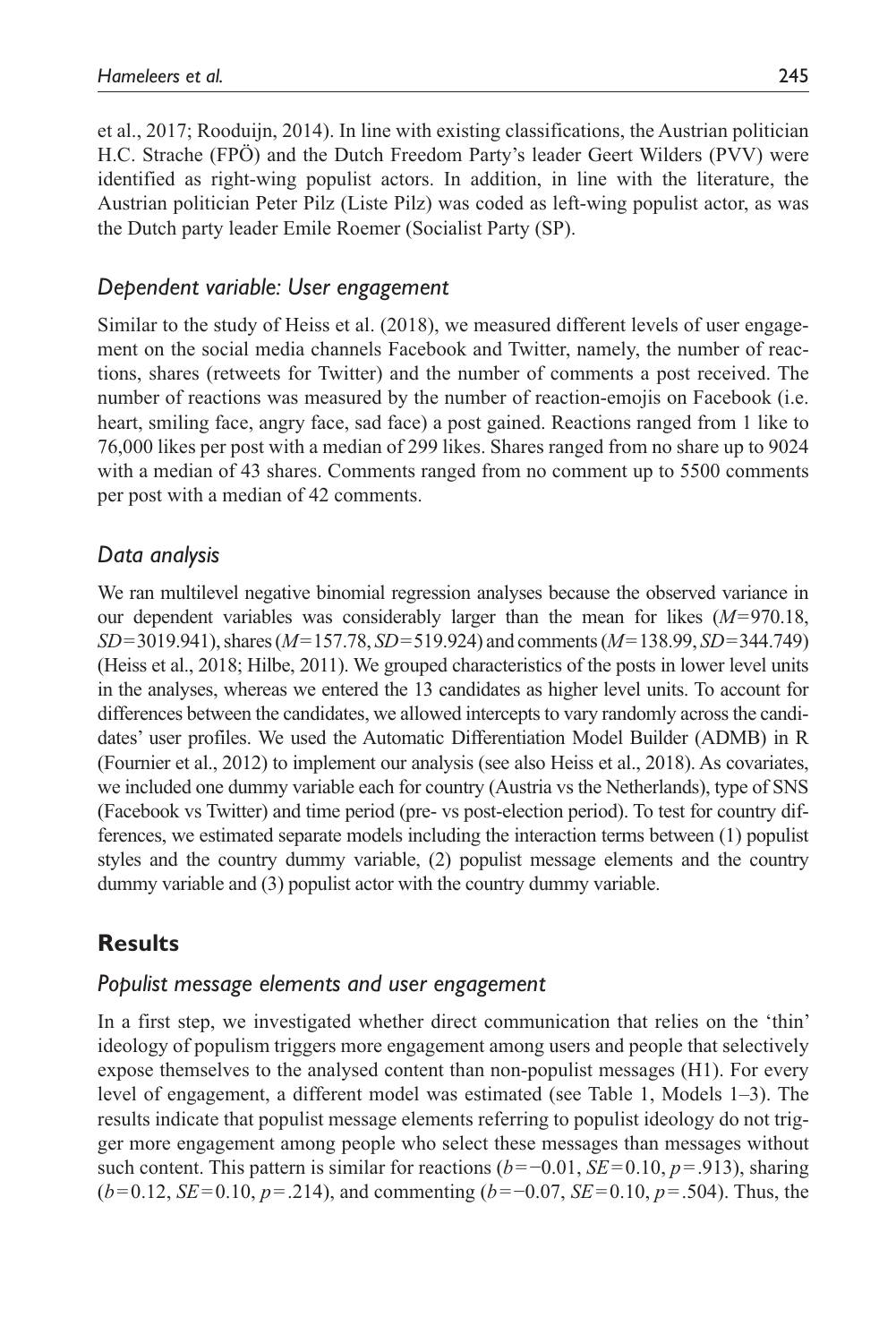et al., 2017; Rooduijn, 2014). In line with existing classifications, the Austrian politician H.C. Strache (FPÖ) and the Dutch Freedom Party's leader Geert Wilders (PVV) were identified as right-wing populist actors. In addition, in line with the literature, the Austrian politician Peter Pilz (Liste Pilz) was coded as left-wing populist actor, as was the Dutch party leader Emile Roemer (Socialist Party (SP).

### *Dependent variable: User engagement*

Similar to the study of Heiss et al. (2018), we measured different levels of user engagement on the social media channels Facebook and Twitter, namely, the number of reactions, shares (retweets for Twitter) and the number of comments a post received. The number of reactions was measured by the number of reaction-emojis on Facebook (i.e. heart, smiling face, angry face, sad face) a post gained. Reactions ranged from 1 like to 76,000 likes per post with a median of 299 likes. Shares ranged from no share up to 9024 with a median of 43 shares. Comments ranged from no comment up to 5500 comments per post with a median of 42 comments.

### *Data analysis*

We ran multilevel negative binomial regression analyses because the observed variance in our dependent variables was considerably larger than the mean for likes ($M=970.18$, $SD=3019.941$), shares ($M=157.78$, $SD=519.924$) and comments ($M=138.99$, $SD=344.749$) (Heiss et al., 2018; Hilbe, 2011). We grouped characteristics of the posts in lower level units in the analyses, whereas we entered the 13 candidates as higher level units. To account for differences between the candidates, we allowed intercepts to vary randomly across the candidates' user profiles. We used the Automatic Differentiation Model Builder (ADMB) in R (Fournier et al., 2012) to implement our analysis (see also Heiss et al., 2018). As covariates, we included one dummy variable each for country (Austria vs the Netherlands), type of SNS (Facebook vs Twitter) and time period (pre- vs post-election period). To test for country differences, we estimated separate models including the interaction terms between (1) populist styles and the country dummy variable, (2) populist message elements and the country dummy variable and (3) populist actor with the country dummy variable.

## Results

### *Populist message elements and user engagement*

In a first step, we investigated whether direct communication that relies on the 'thin' ideology of populism triggers more engagement among users and people that selectively expose themselves to the analysed content than non-populist messages (H1). For every level of engagement, a different model was estimated (see Table 1, Models 1–3). The results indicate that populist message elements referring to populist ideology do not trigger more engagement among people who select these messages than messages without such content. This pattern is similar for reactions ($b=-0.01$, $SE=0.10$, $p=.913$), sharing ($b=0.12$, $SE=0.10$, $p=.214$), and commenting ($b=-0.07$, $SE=0.10$, $p=.504$). Thus, the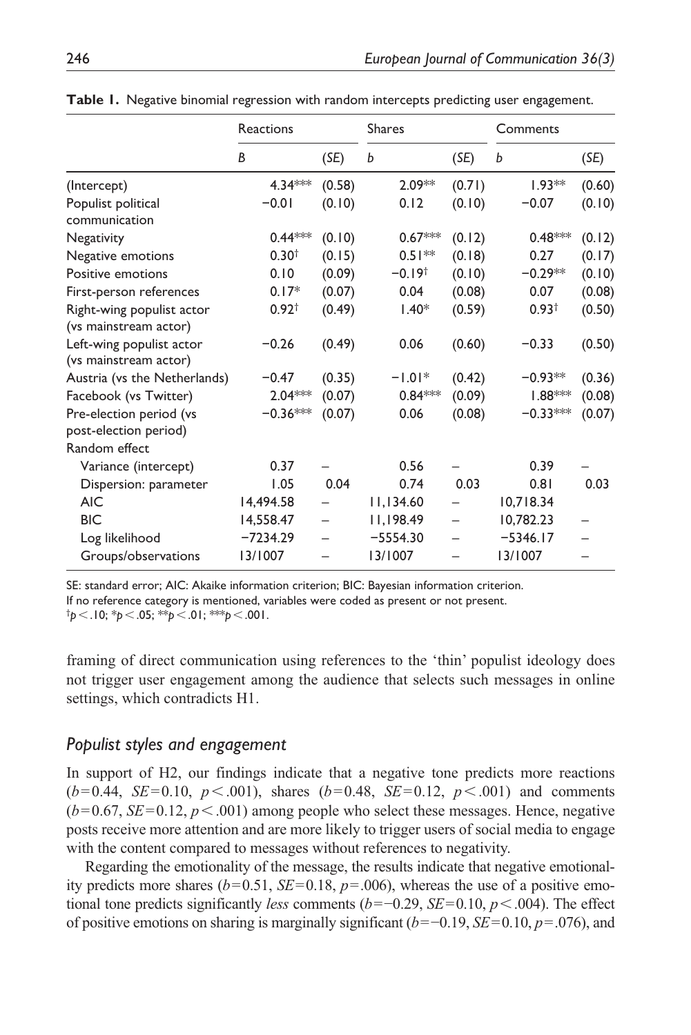**Table 1.** Negative binomial regression with random intercepts predicting user engagement.

| | Reactions | | Shares | | Comments | |
|---|---|---|---|---|---|---|
| | B | (SE) | b | (SE) | b | (SE) |
| (Intercept) | 4.34*** | (0.58) | 2.09** | (0.71) | 1.93** | (0.60) |
| Populist political communication | −0.01 | (0.10) | 0.12 | (0.10) | −0.07 | (0.10) |
| Negativity | 0.44*** | (0.10) | 0.67*** | (0.12) | 0.48*** | (0.12) |
| Negative emotions | 0.30† | (0.15) | 0.51** | (0.18) | 0.27 | (0.17) |
| Positive emotions | 0.10 | (0.09) | −0.19† | (0.10) | −0.29** | (0.10) |
| First-person references | 0.17* | (0.07) | 0.04 | (0.08) | 0.07 | (0.08) |
| Right-wing populist actor (vs mainstream actor) | 0.92† | (0.49) | 1.40* | (0.59) | 0.93† | (0.50) |
| Left-wing populist actor (vs mainstream actor) | −0.26 | (0.49) | 0.06 | (0.60) | −0.33 | (0.50) |
| Austria (vs the Netherlands) | −0.47 | (0.35) | −1.01* | (0.42) | −0.93** | (0.36) |
| Facebook (vs Twitter) | 2.04*** | (0.07) | 0.84*** | (0.09) | 1.88*** | (0.08) |
| Pre-election period (vs post-election period) | −0.36*** | (0.07) | 0.06 | (0.08) | −0.33*** | (0.07) |
| Random effect | | | | | | |
| Variance (intercept) | 0.37 | – | 0.56 | – | 0.39 | – |
| Dispersion: parameter | 1.05 | 0.04 | 0.74 | 0.03 | 0.81 | 0.03 |
| AIC | 14,494.58 | – | 11,134.60 | – | 10,718.34 | |
| BIC | 14,558.47 | – | 11,198.49 | – | 10,782.23 | – |
| Log likelihood | −7234.29 | – | −5554.30 | – | −5346.17 | – |
| Groups/observations | 13/1007 | – | 13/1007 | – | 13/1007 | – |

SE: standard error; AIC: Akaike information criterion; BIC: Bayesian information criterion.
If no reference category is mentioned, variables were coded as present or not present.
†$p < .10$; *$p < .05$; **$p < .01$; ***$p < .001$.

framing of direct communication using references to the 'thin' populist ideology does not trigger user engagement among the audience that selects such messages in online settings, which contradicts H1.

## *Populist styles and engagement*

In support of H2, our findings indicate that a negative tone predicts more reactions ($b = 0.44$, $SE = 0.10$, $p < .001$), shares ($b = 0.48$, $SE = 0.12$, $p < .001$) and comments ($b = 0.67$, $SE = 0.12$, $p < .001$) among people who select these messages. Hence, negative posts receive more attention and are more likely to trigger users of social media to engage with the content compared to messages without references to negativity.

Regarding the emotionality of the message, the results indicate that negative emotionality predicts more shares ($b = 0.51$, $SE = 0.18$, $p = .006$), whereas the use of a positive emotional tone predicts significantly *less* comments ($b = -0.29$, $SE = 0.10$, $p < .004$). The effect of positive emotions on sharing is marginally significant ($b = -0.19$, $SE = 0.10$, $p = .076$), and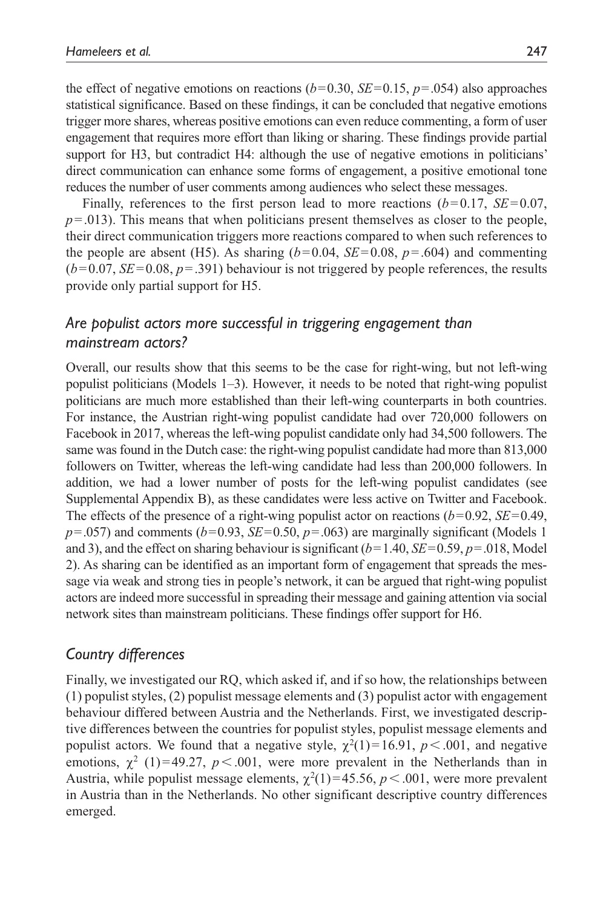the effect of negative emotions on reactions ($b=0.30$, $SE=0.15$, $p=.054$) also approaches statistical significance. Based on these findings, it can be concluded that negative emotions trigger more shares, whereas positive emotions can even reduce commenting, a form of user engagement that requires more effort than liking or sharing. These findings provide partial support for H3, but contradict H4: although the use of negative emotions in politicians' direct communication can enhance some forms of engagement, a positive emotional tone reduces the number of user comments among audiences who select these messages.

Finally, references to the first person lead to more reactions ($b=0.17$, $SE=0.07$, $p=.013$). This means that when politicians present themselves as closer to the people, their direct communication triggers more reactions compared to when such references to the people are absent (H5). As sharing ($b=0.04$, $SE=0.08$, $p=.604$) and commenting ($b=0.07$, $SE=0.08$, $p=.391$) behaviour is not triggered by people references, the results provide only partial support for H5.

### *Are populist actors more successful in triggering engagement than mainstream actors?*

Overall, our results show that this seems to be the case for right-wing, but not left-wing populist politicians (Models 1–3). However, it needs to be noted that right-wing populist politicians are much more established than their left-wing counterparts in both countries. For instance, the Austrian right-wing populist candidate had over 720,000 followers on Facebook in 2017, whereas the left-wing populist candidate only had 34,500 followers. The same was found in the Dutch case: the right-wing populist candidate had more than 813,000 followers on Twitter, whereas the left-wing candidate had less than 200,000 followers. In addition, we had a lower number of posts for the left-wing populist candidates (see Supplemental Appendix B), as these candidates were less active on Twitter and Facebook. The effects of the presence of a right-wing populist actor on reactions ($b=0.92$, $SE=0.49$, $p=.057$) and comments ($b=0.93$, $SE=0.50$, $p=.063$) are marginally significant (Models 1 and 3), and the effect on sharing behaviour is significant ($b=1.40$, $SE=0.59$, $p=.018$, Model 2). As sharing can be identified as an important form of engagement that spreads the message via weak and strong ties in people's network, it can be argued that right-wing populist actors are indeed more successful in spreading their message and gaining attention via social network sites than mainstream politicians. These findings offer support for H6.

### *Country differences*

Finally, we investigated our RQ, which asked if, and if so how, the relationships between (1) populist styles, (2) populist message elements and (3) populist actor with engagement behaviour differed between Austria and the Netherlands. First, we investigated descriptive differences between the countries for populist styles, populist message elements and populist actors. We found that a negative style, $\chi^2(1)=16.91$, $p<.001$, and negative emotions, $\chi^2$ $(1)=49.27$, $p<.001$, were more prevalent in the Netherlands than in Austria, while populist message elements, $\chi^2(1)=45.56$, $p<.001$, were more prevalent in Austria than in the Netherlands. No other significant descriptive country differences emerged.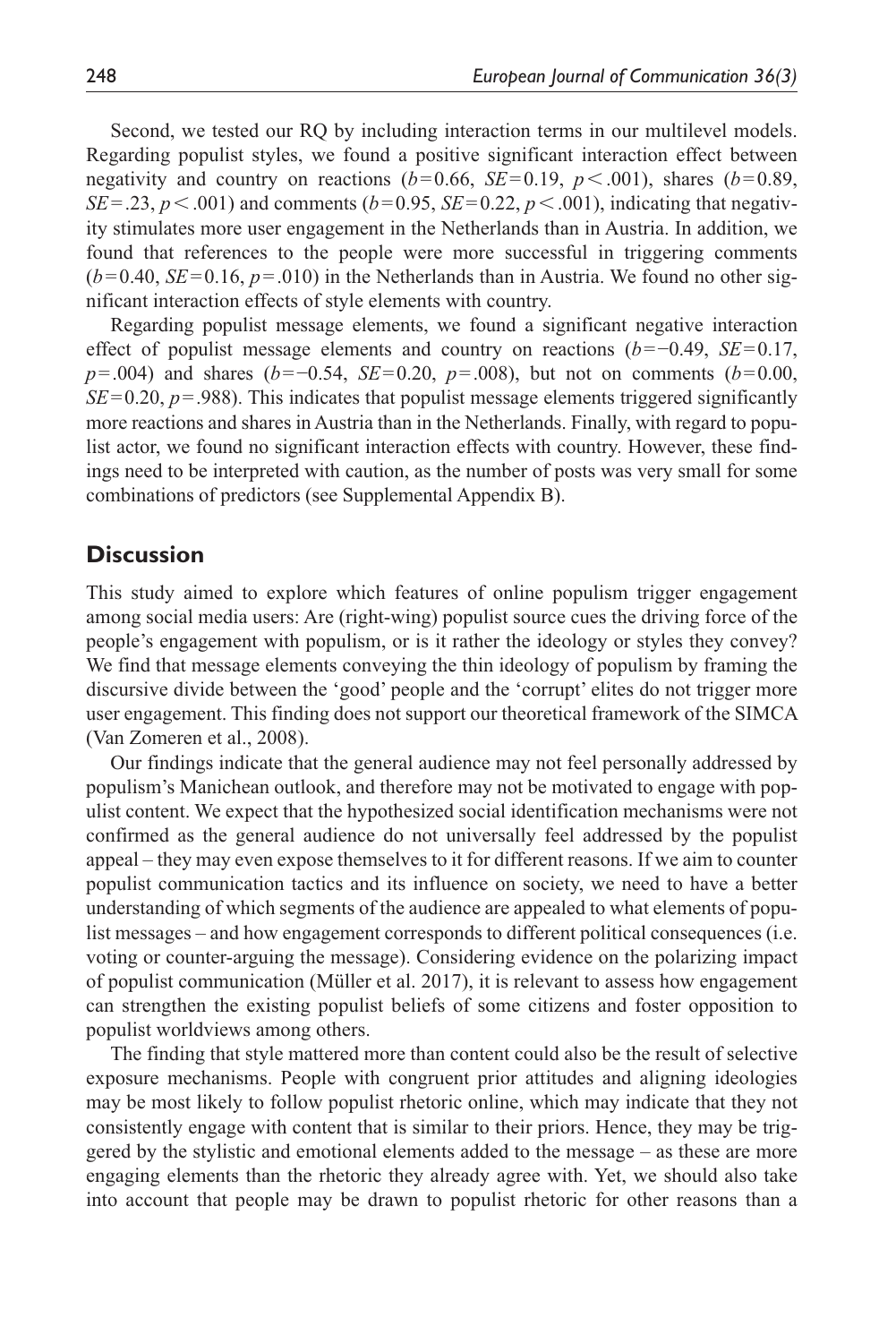Second, we tested our RQ by including interaction terms in our multilevel models. Regarding populist styles, we found a positive significant interaction effect between negativity and country on reactions ($b = 0.66$, $SE = 0.19$, $p < .001$), shares ($b = 0.89$, $SE = .23$, $p < .001$) and comments ($b = 0.95$, $SE = 0.22$, $p < .001$), indicating that negativity stimulates more user engagement in the Netherlands than in Austria. In addition, we found that references to the people were more successful in triggering comments ($b = 0.40$, $SE = 0.16$, $p = .010$) in the Netherlands than in Austria. We found no other significant interaction effects of style elements with country.

Regarding populist message elements, we found a significant negative interaction effect of populist message elements and country on reactions ($b = -0.49$, $SE = 0.17$, $p = .004$) and shares ($b = -0.54$, $SE = 0.20$, $p = .008$), but not on comments ($b = 0.00$, $SE = 0.20$, $p = .988$). This indicates that populist message elements triggered significantly more reactions and shares in Austria than in the Netherlands. Finally, with regard to populist actor, we found no significant interaction effects with country. However, these findings need to be interpreted with caution, as the number of posts was very small for some combinations of predictors (see Supplemental Appendix B).

## Discussion

This study aimed to explore which features of online populism trigger engagement among social media users: Are (right-wing) populist source cues the driving force of the people's engagement with populism, or is it rather the ideology or styles they convey? We find that message elements conveying the thin ideology of populism by framing the discursive divide between the 'good' people and the 'corrupt' elites do not trigger more user engagement. This finding does not support our theoretical framework of the SIMCA (Van Zomeren et al., 2008).

Our findings indicate that the general audience may not feel personally addressed by populism's Manichean outlook, and therefore may not be motivated to engage with populist content. We expect that the hypothesized social identification mechanisms were not confirmed as the general audience do not universally feel addressed by the populist appeal – they may even expose themselves to it for different reasons. If we aim to counter populist communication tactics and its influence on society, we need to have a better understanding of which segments of the audience are appealed to what elements of populist messages – and how engagement corresponds to different political consequences (i.e. voting or counter-arguing the message). Considering evidence on the polarizing impact of populist communication (Müller et al. 2017), it is relevant to assess how engagement can strengthen the existing populist beliefs of some citizens and foster opposition to populist worldviews among others.

The finding that style mattered more than content could also be the result of selective exposure mechanisms. People with congruent prior attitudes and aligning ideologies may be most likely to follow populist rhetoric online, which may indicate that they not consistently engage with content that is similar to their priors. Hence, they may be triggered by the stylistic and emotional elements added to the message – as these are more engaging elements than the rhetoric they already agree with. Yet, we should also take into account that people may be drawn to populist rhetoric for other reasons than a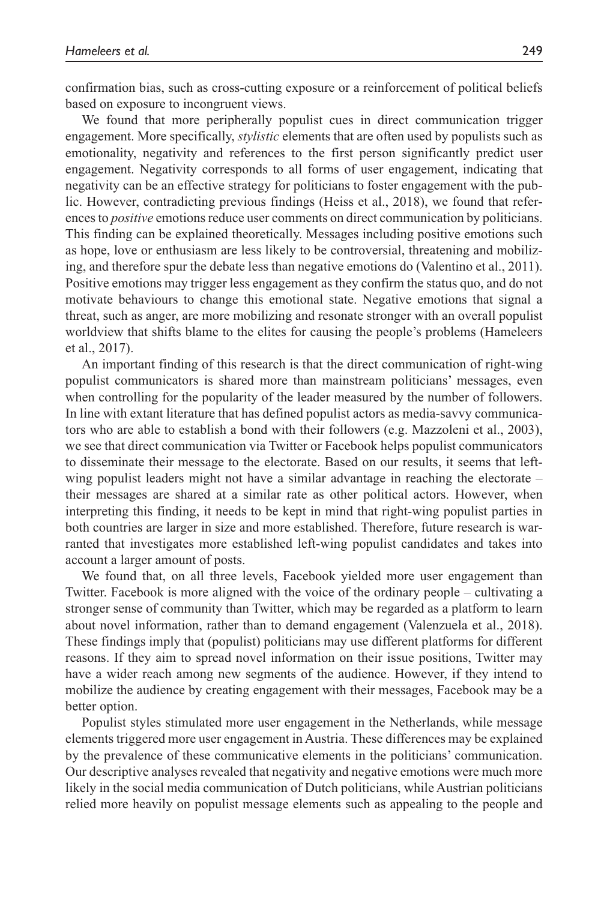confirmation bias, such as cross-cutting exposure or a reinforcement of political beliefs based on exposure to incongruent views.

We found that more peripherally populist cues in direct communication trigger engagement. More specifically, *stylistic* elements that are often used by populists such as emotionality, negativity and references to the first person significantly predict user engagement. Negativity corresponds to all forms of user engagement, indicating that negativity can be an effective strategy for politicians to foster engagement with the public. However, contradicting previous findings (Heiss et al., 2018), we found that references to *positive* emotions reduce user comments on direct communication by politicians. This finding can be explained theoretically. Messages including positive emotions such as hope, love or enthusiasm are less likely to be controversial, threatening and mobilizing, and therefore spur the debate less than negative emotions do (Valentino et al., 2011). Positive emotions may trigger less engagement as they confirm the status quo, and do not motivate behaviours to change this emotional state. Negative emotions that signal a threat, such as anger, are more mobilizing and resonate stronger with an overall populist worldview that shifts blame to the elites for causing the people's problems (Hameleers et al., 2017).

An important finding of this research is that the direct communication of right-wing populist communicators is shared more than mainstream politicians' messages, even when controlling for the popularity of the leader measured by the number of followers. In line with extant literature that has defined populist actors as media-savvy communicators who are able to establish a bond with their followers (e.g. Mazzoleni et al., 2003), we see that direct communication via Twitter or Facebook helps populist communicators to disseminate their message to the electorate. Based on our results, it seems that left-wing populist leaders might not have a similar advantage in reaching the electorate – their messages are shared at a similar rate as other political actors. However, when interpreting this finding, it needs to be kept in mind that right-wing populist parties in both countries are larger in size and more established. Therefore, future research is warranted that investigates more established left-wing populist candidates and takes into account a larger amount of posts.

We found that, on all three levels, Facebook yielded more user engagement than Twitter. Facebook is more aligned with the voice of the ordinary people – cultivating a stronger sense of community than Twitter, which may be regarded as a platform to learn about novel information, rather than to demand engagement (Valenzuela et al., 2018). These findings imply that (populist) politicians may use different platforms for different reasons. If they aim to spread novel information on their issue positions, Twitter may have a wider reach among new segments of the audience. However, if they intend to mobilize the audience by creating engagement with their messages, Facebook may be a better option.

Populist styles stimulated more user engagement in the Netherlands, while message elements triggered more user engagement in Austria. These differences may be explained by the prevalence of these communicative elements in the politicians' communication. Our descriptive analyses revealed that negativity and negative emotions were much more likely in the social media communication of Dutch politicians, while Austrian politicians relied more heavily on populist message elements such as appealing to the people and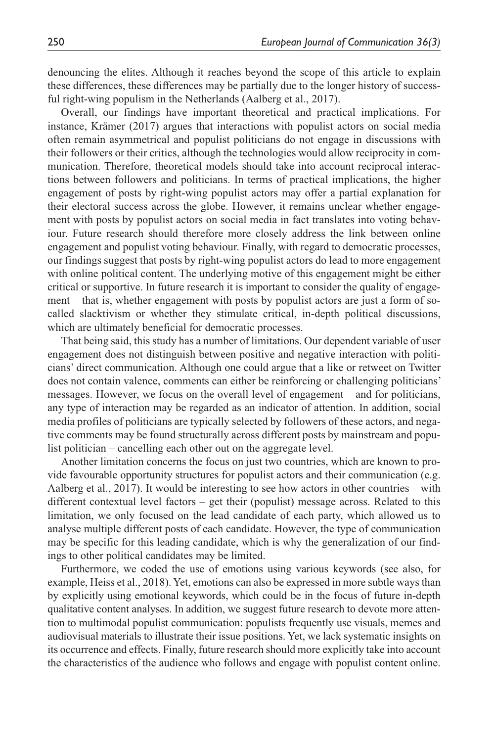denouncing the elites. Although it reaches beyond the scope of this article to explain these differences, these differences may be partially due to the longer history of successful right-wing populism in the Netherlands (Aalberg et al., 2017).

Overall, our findings have important theoretical and practical implications. For instance, Krämer (2017) argues that interactions with populist actors on social media often remain asymmetrical and populist politicians do not engage in discussions with their followers or their critics, although the technologies would allow reciprocity in communication. Therefore, theoretical models should take into account reciprocal interactions between followers and politicians. In terms of practical implications, the higher engagement of posts by right-wing populist actors may offer a partial explanation for their electoral success across the globe. However, it remains unclear whether engagement with posts by populist actors on social media in fact translates into voting behaviour. Future research should therefore more closely address the link between online engagement and populist voting behaviour. Finally, with regard to democratic processes, our findings suggest that posts by right-wing populist actors do lead to more engagement with online political content. The underlying motive of this engagement might be either critical or supportive. In future research it is important to consider the quality of engagement – that is, whether engagement with posts by populist actors are just a form of so-called slacktivism or whether they stimulate critical, in-depth political discussions, which are ultimately beneficial for democratic processes.

That being said, this study has a number of limitations. Our dependent variable of user engagement does not distinguish between positive and negative interaction with politicians' direct communication. Although one could argue that a like or retweet on Twitter does not contain valence, comments can either be reinforcing or challenging politicians' messages. However, we focus on the overall level of engagement – and for politicians, any type of interaction may be regarded as an indicator of attention. In addition, social media profiles of politicians are typically selected by followers of these actors, and negative comments may be found structurally across different posts by mainstream and populist politician – cancelling each other out on the aggregate level.

Another limitation concerns the focus on just two countries, which are known to provide favourable opportunity structures for populist actors and their communication (e.g. Aalberg et al., 2017). It would be interesting to see how actors in other countries – with different contextual level factors – get their (populist) message across. Related to this limitation, we only focused on the lead candidate of each party, which allowed us to analyse multiple different posts of each candidate. However, the type of communication may be specific for this leading candidate, which is why the generalization of our findings to other political candidates may be limited.

Furthermore, we coded the use of emotions using various keywords (see also, for example, Heiss et al., 2018). Yet, emotions can also be expressed in more subtle ways than by explicitly using emotional keywords, which could be in the focus of future in-depth qualitative content analyses. In addition, we suggest future research to devote more attention to multimodal populist communication: populists frequently use visuals, memes and audiovisual materials to illustrate their issue positions. Yet, we lack systematic insights on its occurrence and effects. Finally, future research should more explicitly take into account the characteristics of the audience who follows and engage with populist content online.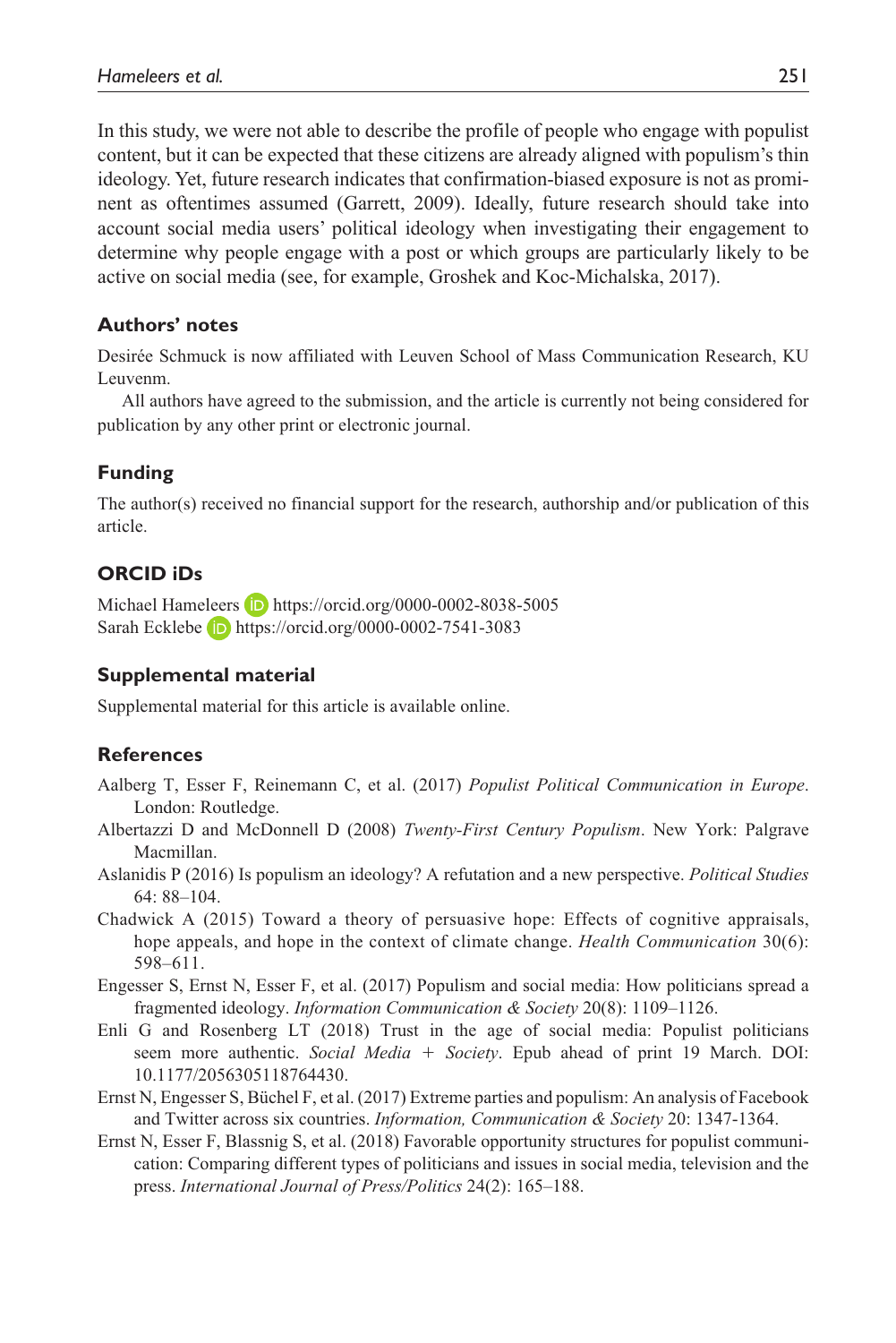In this study, we were not able to describe the profile of people who engage with populist content, but it can be expected that these citizens are already aligned with populism's thin ideology. Yet, future research indicates that confirmation-biased exposure is not as prominent as oftentimes assumed (Garrett, 2009). Ideally, future research should take into account social media users' political ideology when investigating their engagement to determine why people engage with a post or which groups are particularly likely to be active on social media (see, for example, Groshek and Koc-Michalska, 2017).

### Authors' notes

Desirée Schmuck is now affiliated with Leuven School of Mass Communication Research, KU Leuvenm.

All authors have agreed to the submission, and the article is currently not being considered for publication by any other print or electronic journal.

### Funding

The author(s) received no financial support for the research, authorship and/or publication of this article.

### ORCID iDs

Michael Hameleers https://orcid.org/0000-0002-8038-5005
Sarah Ecklebe https://orcid.org/0000-0002-7541-3083

### Supplemental material

Supplemental material for this article is available online.

### References

Aalberg T, Esser F, Reinemann C, et al. (2017) *Populist Political Communication in Europe*. London: Routledge.

Albertazzi D and McDonnell D (2008) *Twenty-First Century Populism*. New York: Palgrave Macmillan.

Aslanidis P (2016) Is populism an ideology? A refutation and a new perspective. *Political Studies* 64: 88–104.

Chadwick A (2015) Toward a theory of persuasive hope: Effects of cognitive appraisals, hope appeals, and hope in the context of climate change. *Health Communication* 30(6): 598–611.

Engesser S, Ernst N, Esser F, et al. (2017) Populism and social media: How politicians spread a fragmented ideology. *Information Communication & Society* 20(8): 1109–1126.

Enli G and Rosenberg LT (2018) Trust in the age of social media: Populist politicians seem more authentic. *Social Media + Society*. Epub ahead of print 19 March. DOI: 10.1177/2056305118764430.

Ernst N, Engesser S, Büchel F, et al. (2017) Extreme parties and populism: An analysis of Facebook and Twitter across six countries. *Information, Communication & Society* 20: 1347-1364.

Ernst N, Esser F, Blassnig S, et al. (2018) Favorable opportunity structures for populist communication: Comparing different types of politicians and issues in social media, television and the press. *International Journal of Press/Politics* 24(2): 165–188.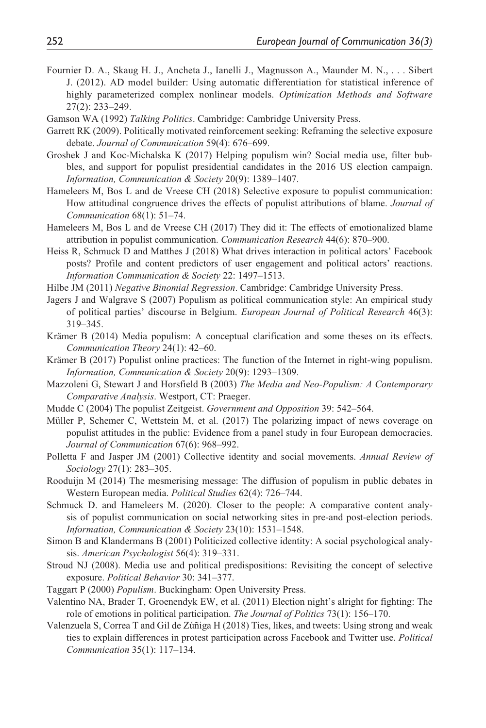Fournier D. A., Skaug H. J., Ancheta J., Ianelli J., Magnusson A., Maunder M. N., . . . Sibert J. (2012). AD model builder: Using automatic differentiation for statistical inference of highly parameterized complex nonlinear models. *Optimization Methods and Software* 27(2): 233–249.

Gamson WA (1992) *Talking Politics*. Cambridge: Cambridge University Press.

Garrett RK (2009). Politically motivated reinforcement seeking: Reframing the selective exposure debate. *Journal of Communication* 59(4): 676–699.

Groshek J and Koc-Michalska K (2017) Helping populism win? Social media use, filter bubbles, and support for populist presidential candidates in the 2016 US election campaign. *Information, Communication & Society* 20(9): 1389–1407.

Hameleers M, Bos L and de Vreese CH (2018) Selective exposure to populist communication: How attitudinal congruence drives the effects of populist attributions of blame. *Journal of Communication* 68(1): 51–74.

Hameleers M, Bos L and de Vreese CH (2017) They did it: The effects of emotionalized blame attribution in populist communication. *Communication Research* 44(6): 870–900.

Heiss R, Schmuck D and Matthes J (2018) What drives interaction in political actors' Facebook posts? Profile and content predictors of user engagement and political actors' reactions. *Information Communication & Society* 22: 1497–1513.

Hilbe JM (2011) *Negative Binomial Regression*. Cambridge: Cambridge University Press.

Jagers J and Walgrave S (2007) Populism as political communication style: An empirical study of political parties' discourse in Belgium. *European Journal of Political Research* 46(3): 319–345.

Krämer B (2014) Media populism: A conceptual clarification and some theses on its effects. *Communication Theory* 24(1): 42–60.

Krämer B (2017) Populist online practices: The function of the Internet in right-wing populism. *Information, Communication & Society* 20(9): 1293–1309.

Mazzoleni G, Stewart J and Horsfield B (2003) *The Media and Neo-Populism: A Contemporary Comparative Analysis*. Westport, CT: Praeger.

Mudde C (2004) The populist Zeitgeist. *Government and Opposition* 39: 542–564.

Müller P, Schemer C, Wettstein M, et al. (2017) The polarizing impact of news coverage on populist attitudes in the public: Evidence from a panel study in four European democracies. *Journal of Communication* 67(6): 968–992.

Polletta F and Jasper JM (2001) Collective identity and social movements. *Annual Review of Sociology* 27(1): 283–305.

Rooduijn M (2014) The mesmerising message: The diffusion of populism in public debates in Western European media. *Political Studies* 62(4): 726–744.

Schmuck D. and Hameleers M. (2020). Closer to the people: A comparative content analysis of populist communication on social networking sites in pre-and post-election periods. *Information, Communication & Society* 23(10): 1531–1548.

Simon B and Klandermans B (2001) Politicized collective identity: A social psychological analysis. *American Psychologist* 56(4): 319–331.

Stroud NJ (2008). Media use and political predispositions: Revisiting the concept of selective exposure. *Political Behavior* 30: 341–377.

Taggart P (2000) *Populism*. Buckingham: Open University Press.

Valentino NA, Brader T, Groenendyk EW, et al. (2011) Election night's alright for fighting: The role of emotions in political participation. *The Journal of Politics* 73(1): 156–170.

Valenzuela S, Correa T and Gil de Zúñiga H (2018) Ties, likes, and tweets: Using strong and weak ties to explain differences in protest participation across Facebook and Twitter use. *Political Communication* 35(1): 117–134.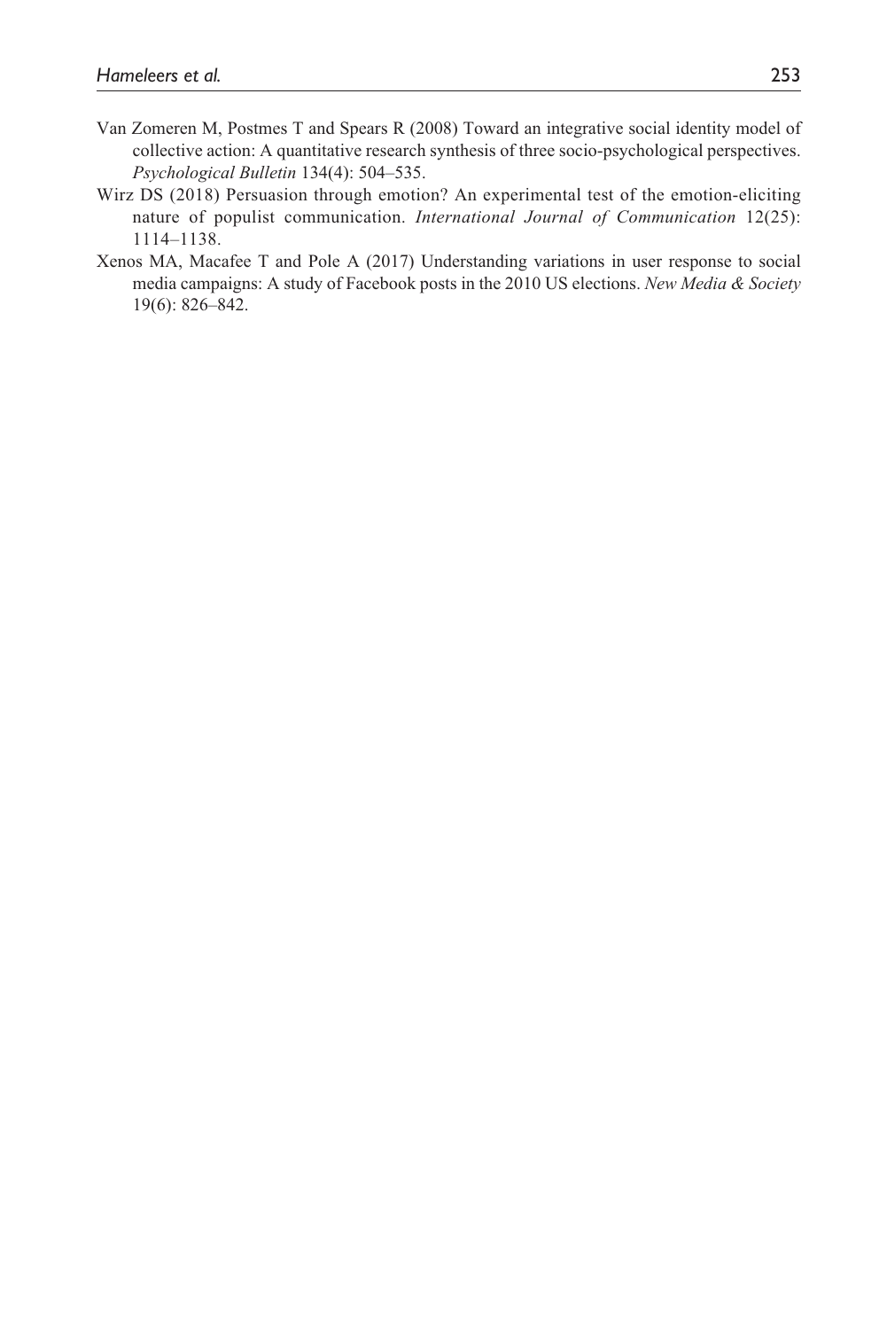Van Zomeren M, Postmes T and Spears R (2008) Toward an integrative social identity model of collective action: A quantitative research synthesis of three socio-psychological perspectives. *Psychological Bulletin* 134(4): 504–535.

Wirz DS (2018) Persuasion through emotion? An experimental test of the emotion-eliciting nature of populist communication. *International Journal of Communication* 12(25): 1114–1138.

Xenos MA, Macafee T and Pole A (2017) Understanding variations in user response to social media campaigns: A study of Facebook posts in the 2010 US elections. *New Media & Society* 19(6): 826–842.